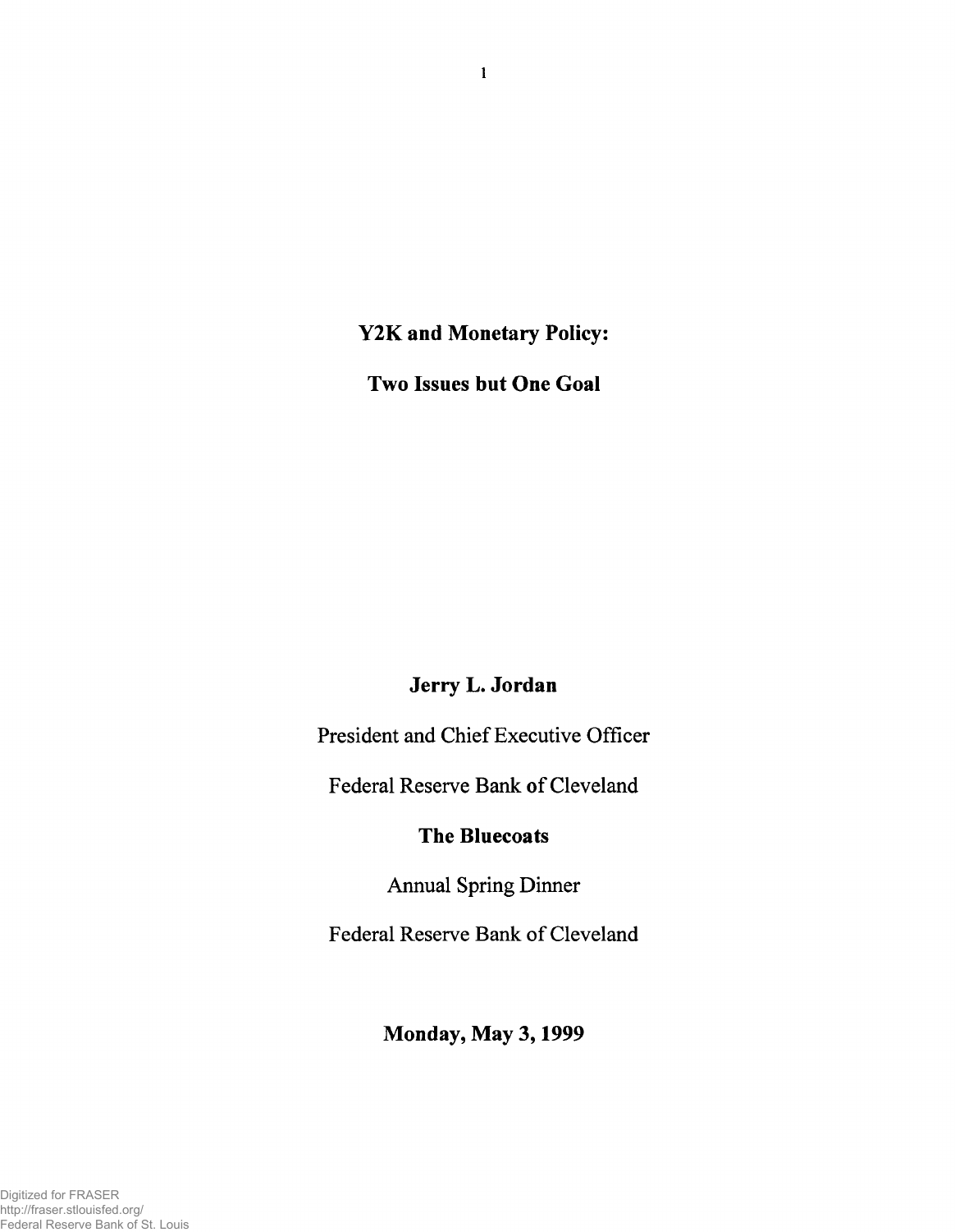# Y2K and Monetary Policy:

# Two Issues but One Goal

**Jerry L. Jordan**

President and Chief Executive Officer

Federal Reserve Bank of Cleveland

**The Bluecoats**

Annual Spring Dinner

Federal Reserve Bank of Cleveland

**Monday, May 3, 1999**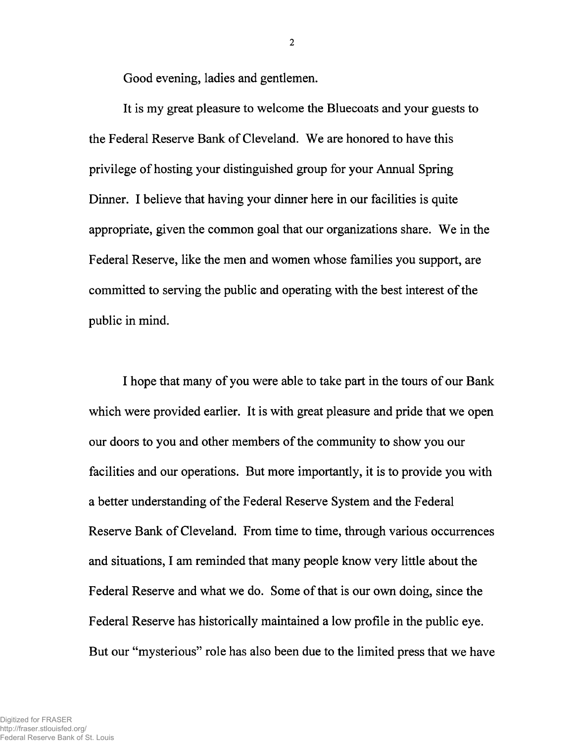Good evening, ladies and gentlemen.

It is my great pleasure to welcome the Bluecoats and your guests to the Federal Reserve Bank of Cleveland. We are honored to have this privilege of hosting your distinguished group for your Annual Spring Dinner. I believe that having your dinner here in our facilities is quite appropriate, given the common goal that our organizations share. We in the Federal Reserve, like the men and women whose families you support, are committed to serving the public and operating with the best interest of the public in mind.

I hope that many of you were able to take part in the tours of our Bank which were provided earlier. It is with great pleasure and pride that we open our doors to you and other members of the community to show you our facilities and our operations. But more importantly, it is to provide you with a better understanding of the Federal Reserve System and the Federal Reserve Bank of Cleveland. From time to time, through various occurrences and situations, I am reminded that many people know very little about the Federal Reserve and what we do. Some of that is our own doing, since the Federal Reserve has historically maintained a low profile in the public eye. But our "mysterious" role has also been due to the limited press that we have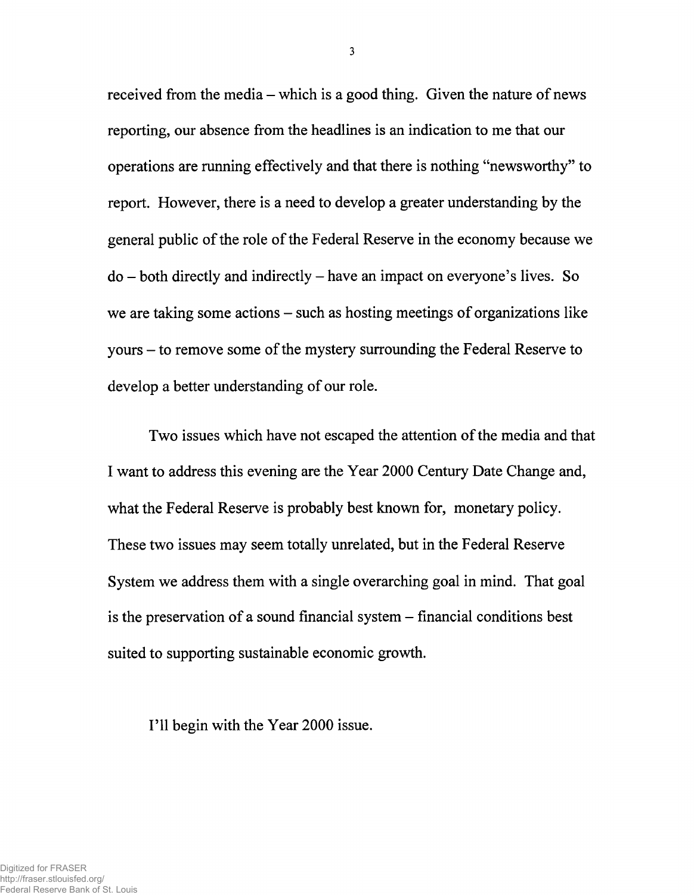received from the media – which is a good thing. Given the nature of news reporting, our absence from the headlines is an indication to me that our operations are running effectively and that there is nothing "newsworthy" to report. However, there is a need to develop a greater understanding by the general public of the role of the Federal Reserve in the economy because we do – both directly and indirectly – have an impact on everyone's lives. So we are taking some actions – such as hosting meetings of organizations like yours – to remove some of the mystery surrounding the Federal Reserve to develop a better understanding of our role.

Two issues which have not escaped the attention of the media and that I want to address this evening are the Year 2000 Century Date Change and, what the Federal Reserve is probably best known for, monetary policy. These two issues may seem totally unrelated, but in the Federal Reserve System we address them with a single overarching goal in mind. That goal is the preservation of a sound financial system – financial conditions best suited to supporting sustainable economic growth.

I'll begin with the Year 2000 issue.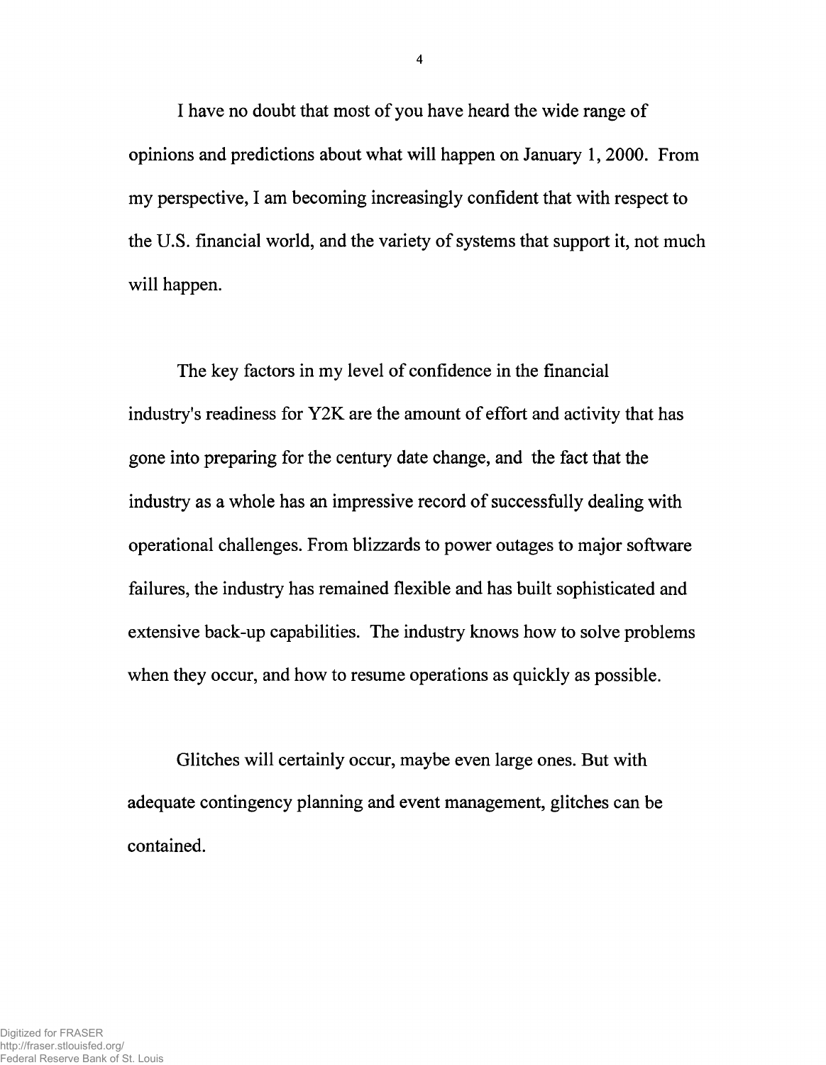I have no doubt that most of you have heard the wide range of opinions and predictions about what will happen on January 1, 2000. From my perspective, I am becoming increasingly confident that with respect to the U.S. financial world, and the variety of systems that support it, not much will happen.

The key factors in my level of confidence in the financial industry's readiness for Y2K are the amount of effort and activity that has gone into preparing for the century date change, and the fact that the industry as a whole has an impressive record of successfully dealing with operational challenges. From blizzards to power outages to major software failures, the industry has remained flexible and has built sophisticated and extensive back-up capabilities. The industry knows how to solve problems when they occur, and how to resume operations as quickly as possible.

Glitches will certainly occur, maybe even large ones. But with adequate contingency planning and event management, glitches can be contained.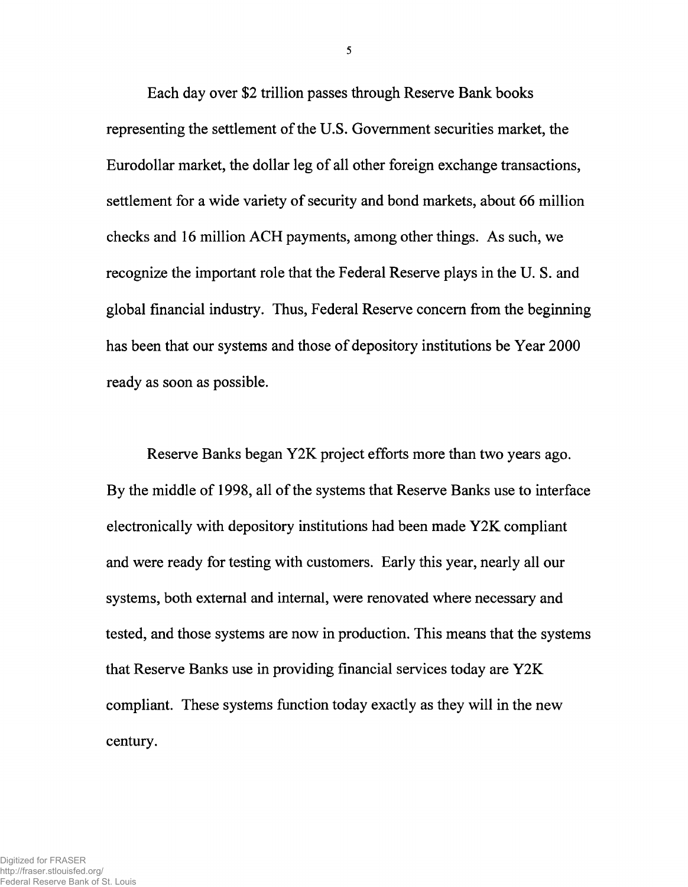Each day over $2 trillion passes through Reserve Bank books representing the settlement of the U.S. Government securities market, the Eurodollar market, the dollar leg of all other foreign exchange transactions, settlement for a wide variety of security and bond markets, about 66 million checks and 16 million ACH payments, among other things. As such, we recognize the important role that the Federal Reserve plays in the U. S. and global financial industry. Thus, Federal Reserve concern from the beginning has been that our systems and those of depository institutions be Year 2000 ready as soon as possible.

Reserve Banks began Y2K project efforts more than two years ago. By the middle of 1998, all of the systems that Reserve Banks use to interface electronically with depository institutions had been made Y2K compliant and were ready for testing with customers. Early this year, nearly all our systems, both external and internal, were renovated where necessary and tested, and those systems are now in production. This means that the systems that Reserve Banks use in providing financial services today are Y2K compliant. These systems function today exactly as they will in the new century.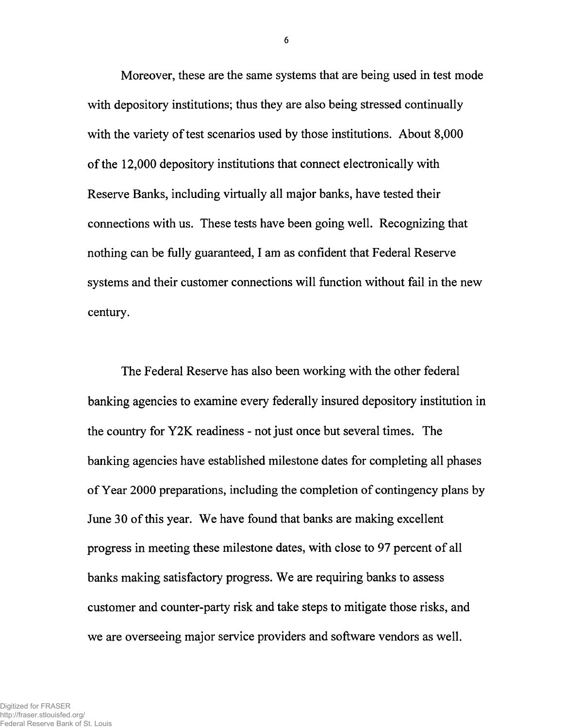Moreover, these are the same systems that are being used in test mode with depository institutions; thus they are also being stressed continually with the variety of test scenarios used by those institutions. About 8,000 of the 12,000 depository institutions that connect electronically with Reserve Banks, including virtually all major banks, have tested their connections with us. These tests have been going well. Recognizing that nothing can be fully guaranteed, I am as confident that Federal Reserve systems and their customer connections will function without fail in the new century.

The Federal Reserve has also been working with the other federal banking agencies to examine every federally insured depository institution in the country for Y2K readiness - not just once but several times. The banking agencies have established milestone dates for completing all phases of Year 2000 preparations, including the completion of contingency plans by June 30 of this year. We have found that banks are making excellent progress in meeting these milestone dates, with close to 97 percent of all banks making satisfactory progress. We are requiring banks to assess customer and counter-party risk and take steps to mitigate those risks, and we are overseeing major service providers and software vendors as well.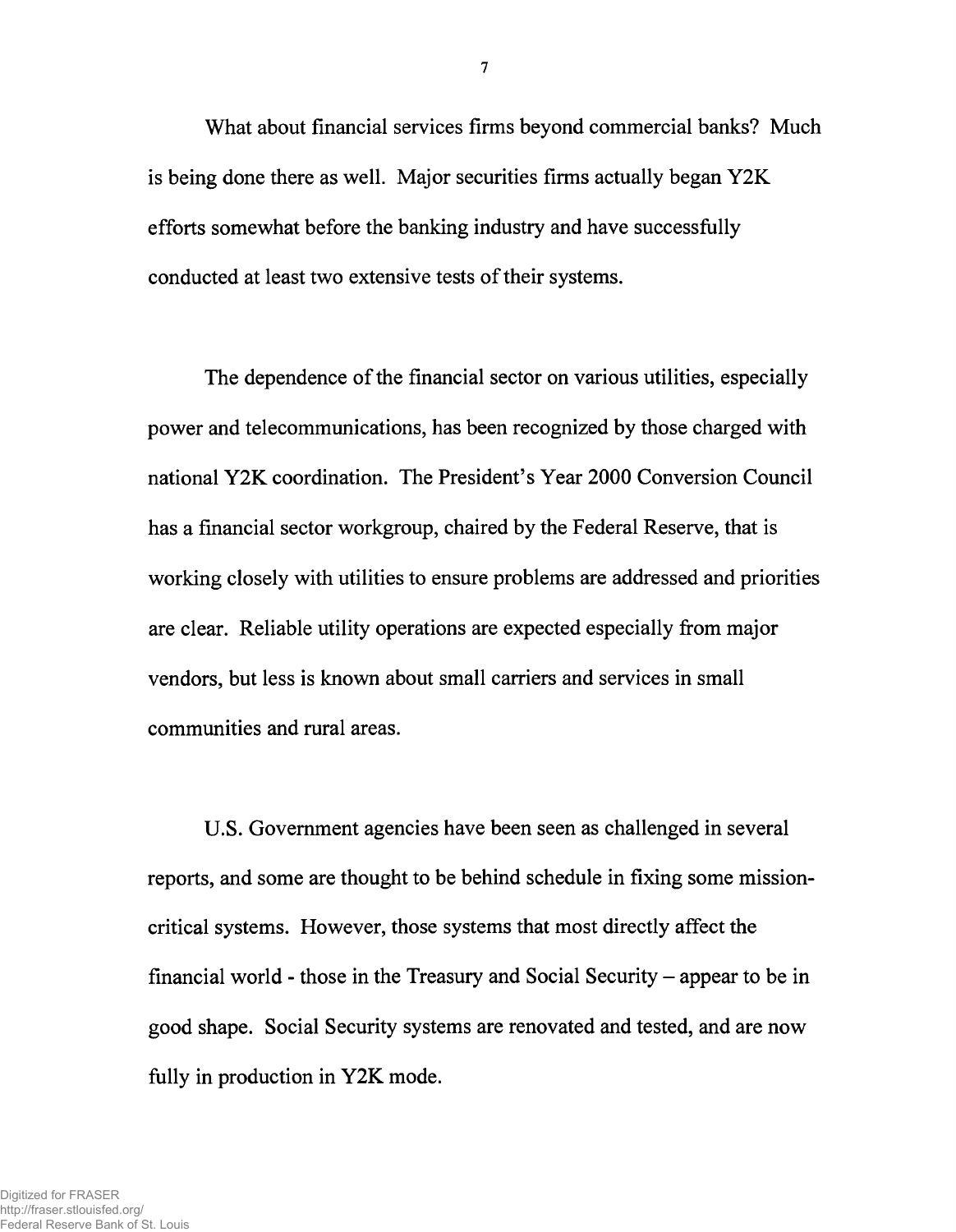What about financial services firms beyond commercial banks? Much is being done there as well. Major securities firms actually began Y2K efforts somewhat before the banking industry and have successfully conducted at least two extensive tests of their systems.

The dependence of the financial sector on various utilities, especially power and telecommunications, has been recognized by those charged with national Y2K coordination. The President's Year 2000 Conversion Council has a financial sector workgroup, chaired by the Federal Reserve, that is working closely with utilities to ensure problems are addressed and priorities are clear. Reliable utility operations are expected especially from major vendors, but less is known about small carriers and services in small communities and rural areas.

U.S. Government agencies have been seen as challenged in several reports, and some are thought to be behind schedule in fixing some mission-critical systems. However, those systems that most directly affect the financial world - those in the Treasury and Social Security – appear to be in good shape. Social Security systems are renovated and tested, and are now fully in production in Y2K mode.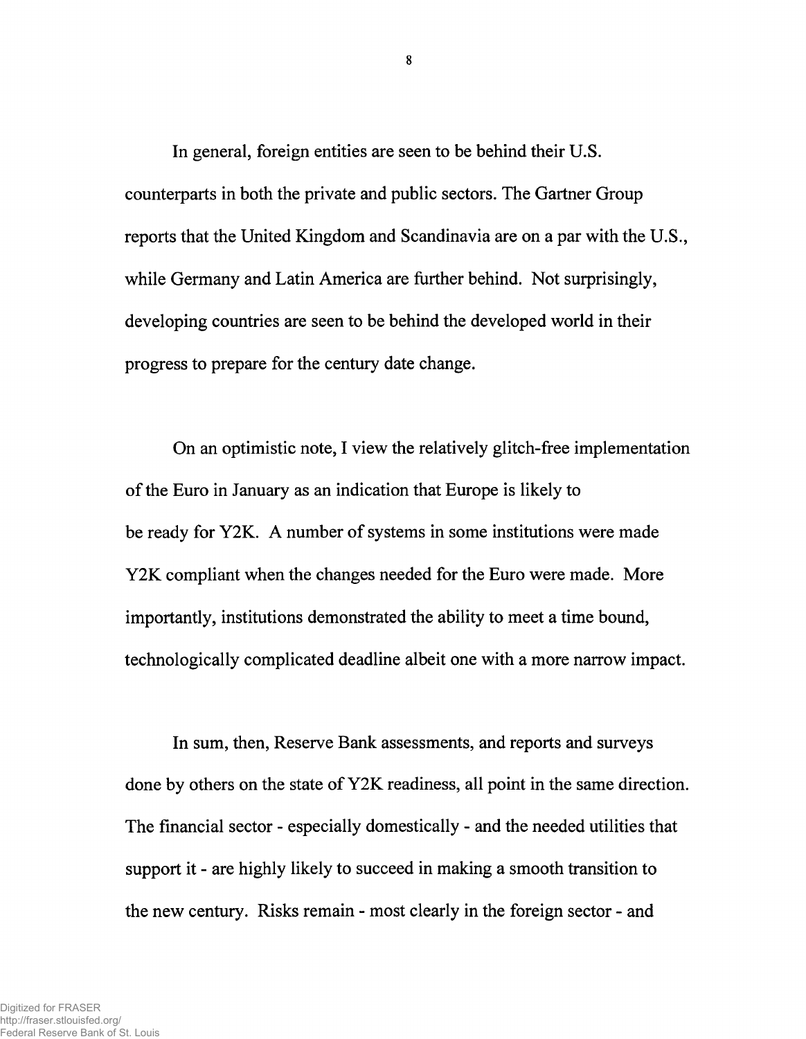In general, foreign entities are seen to be behind their U.S. counterparts in both the private and public sectors. The Gartner Group reports that the United Kingdom and Scandinavia are on a par with the U.S., while Germany and Latin America are further behind. Not surprisingly, developing countries are seen to be behind the developed world in their progress to prepare for the century date change.

On an optimistic note, I view the relatively glitch-free implementation of the Euro in January as an indication that Europe is likely to be ready for Y2K. A number of systems in some institutions were made Y2K compliant when the changes needed for the Euro were made. More importantly, institutions demonstrated the ability to meet a time bound, technologically complicated deadline albeit one with a more narrow impact.

In sum, then, Reserve Bank assessments, and reports and surveys done by others on the state of Y2K readiness, all point in the same direction. The financial sector - especially domestically - and the needed utilities that support it - are highly likely to succeed in making a smooth transition to the new century. Risks remain - most clearly in the foreign sector - and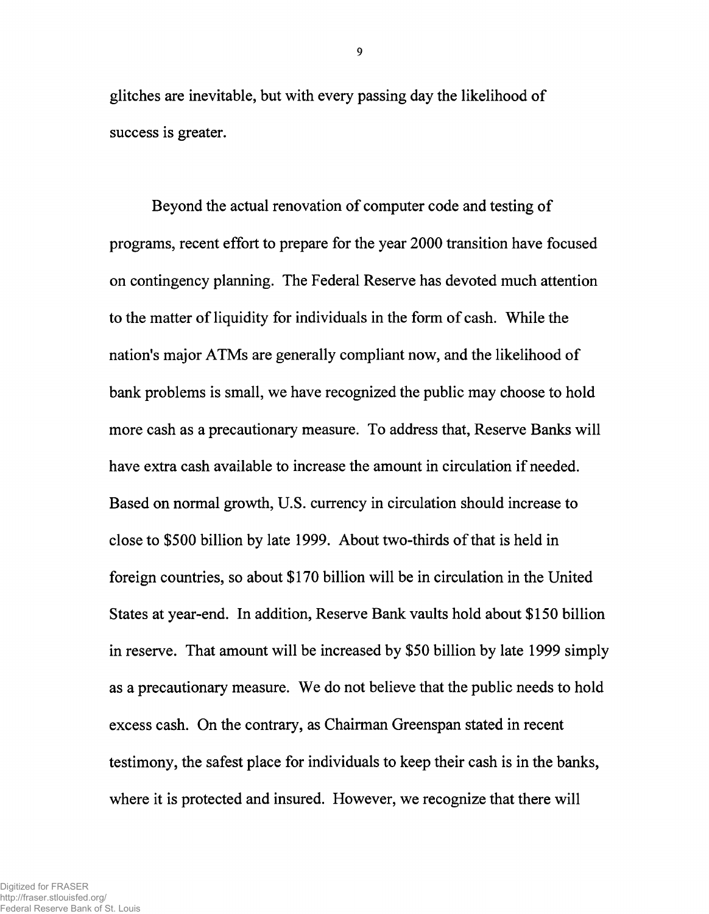glitches are inevitable, but with every passing day the likelihood of success is greater.

Beyond the actual renovation of computer code and testing of programs, recent effort to prepare for the year 2000 transition have focused on contingency planning. The Federal Reserve has devoted much attention to the matter of liquidity for individuals in the form of cash. While the nation's major ATMs are generally compliant now, and the likelihood of bank problems is small, we have recognized the public may choose to hold more cash as a precautionary measure. To address that, Reserve Banks will have extra cash available to increase the amount in circulation if needed. Based on normal growth, U.S. currency in circulation should increase to close to $500 billion by late 1999. About two-thirds of that is held in foreign countries, so about $170 billion will be in circulation in the United States at year-end. In addition, Reserve Bank vaults hold about $150 billion in reserve. That amount will be increased by $50 billion by late 1999 simply as a precautionary measure. We do not believe that the public needs to hold excess cash. On the contrary, as Chairman Greenspan stated in recent testimony, the safest place for individuals to keep their cash is in the banks, where it is protected and insured. However, we recognize that there will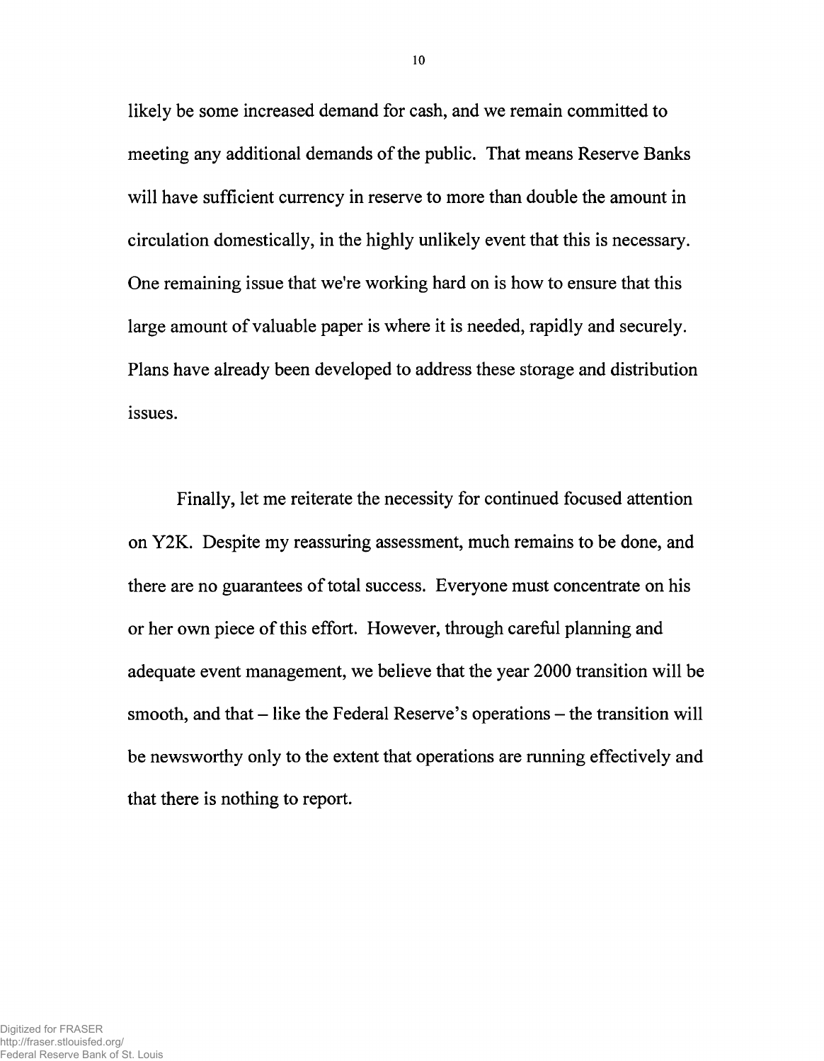likely be some increased demand for cash, and we remain committed to meeting any additional demands of the public. That means Reserve Banks will have sufficient currency in reserve to more than double the amount in circulation domestically, in the highly unlikely event that this is necessary. One remaining issue that we're working hard on is how to ensure that this large amount of valuable paper is where it is needed, rapidly and securely. Plans have already been developed to address these storage and distribution issues.

Finally, let me reiterate the necessity for continued focused attention on Y2K. Despite my reassuring assessment, much remains to be done, and there are no guarantees of total success. Everyone must concentrate on his or her own piece of this effort. However, through careful planning and adequate event management, we believe that the year 2000 transition will be smooth, and that – like the Federal Reserve's operations – the transition will be newsworthy only to the extent that operations are running effectively and that there is nothing to report.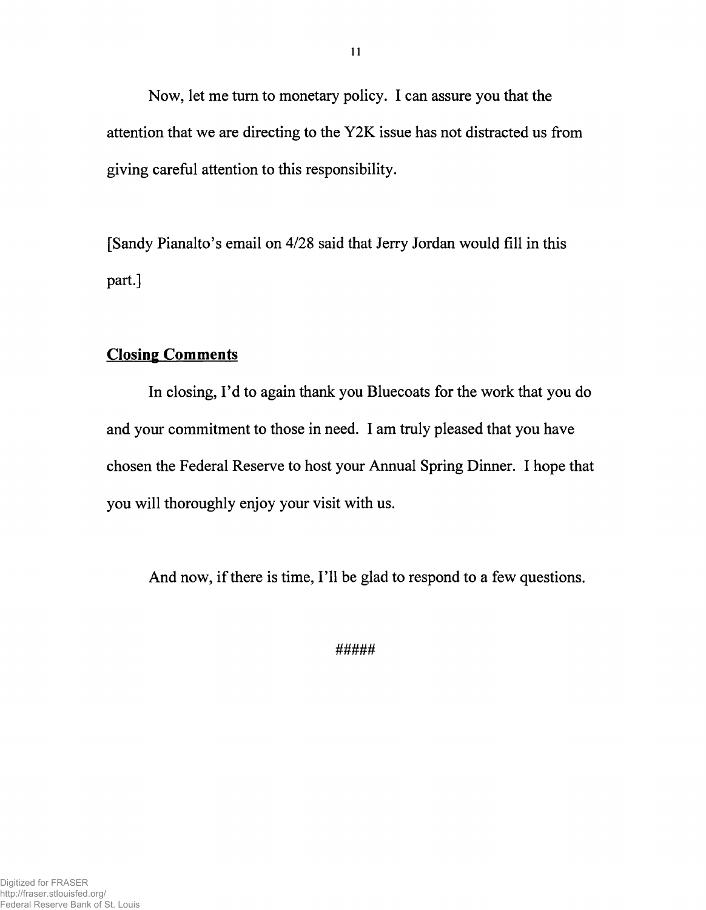Now, let me turn to monetary policy. I can assure you that the attention that we are directing to the Y2K issue has not distracted us from giving careful attention to this responsibility.

[Sandy Pianalto's email on 4/28 said that Jerry Jordan would fill in this part.]

**Closing Comments**

In closing, I'd to again thank you Bluecoats for the work that you do and your commitment to those in need. I am truly pleased that you have chosen the Federal Reserve to host your Annual Spring Dinner. I hope that you will thoroughly enjoy your visit with us.

And now, if there is time, I'll be glad to respond to a few questions.

#####